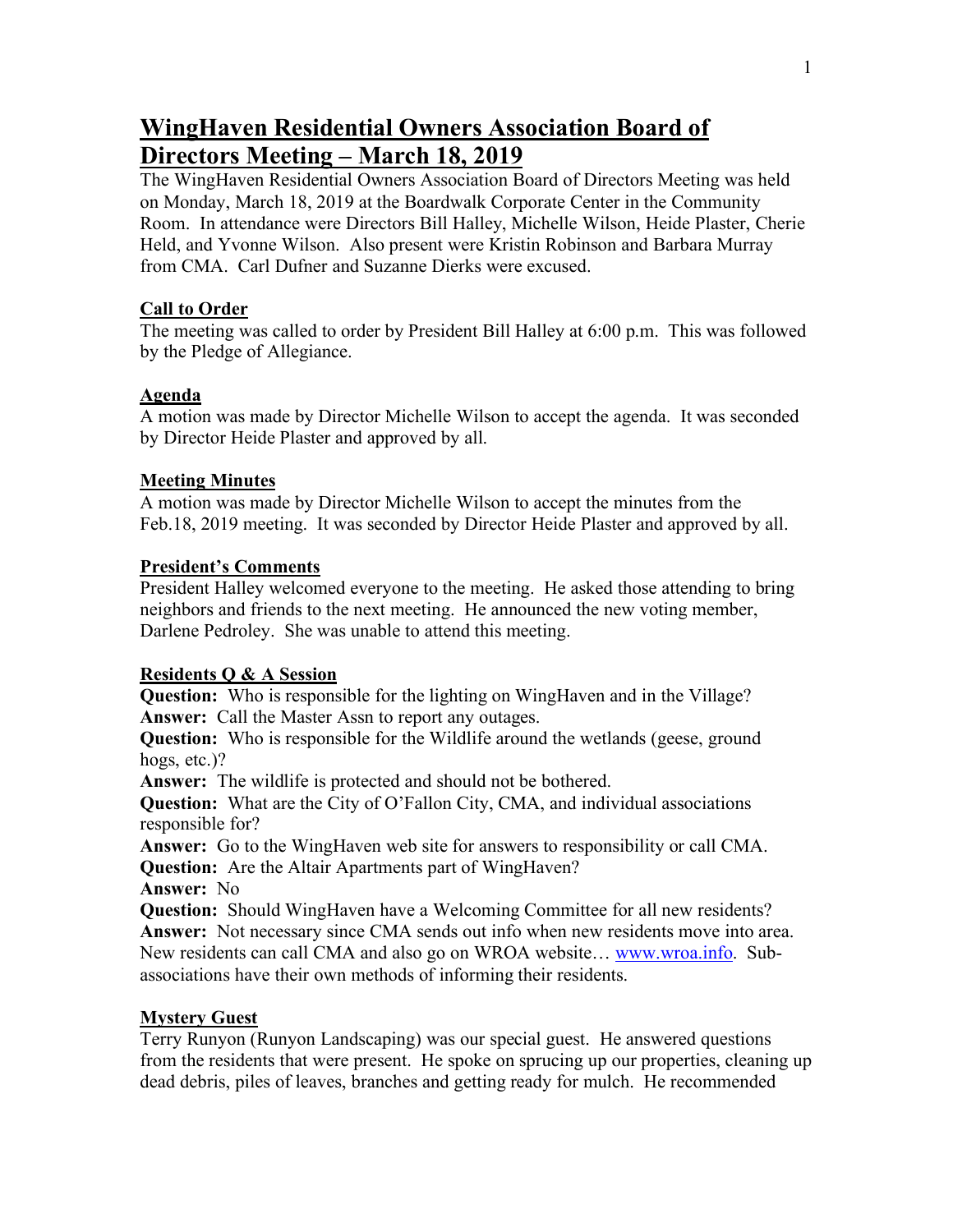# WingHaven Residential Owners Association Board of Directors Meeting – March 18, 2019

The WingHaven Residential Owners Association Board of Directors Meeting was held on Monday, March 18, 2019 at the Boardwalk Corporate Center in the Community Room. In attendance were Directors Bill Halley, Michelle Wilson, Heide Plaster, Cherie Held, and Yvonne Wilson. Also present were Kristin Robinson and Barbara Murray from CMA. Carl Dufner and Suzanne Dierks were excused.

## Call to Order

The meeting was called to order by President Bill Halley at 6:00 p.m. This was followed by the Pledge of Allegiance.

## Agenda

A motion was made by Director Michelle Wilson to accept the agenda. It was seconded by Director Heide Plaster and approved by all.

## Meeting Minutes

A motion was made by Director Michelle Wilson to accept the minutes from the Feb.18, 2019 meeting. It was seconded by Director Heide Plaster and approved by all.

## President's Comments

President Halley welcomed everyone to the meeting. He asked those attending to bring neighbors and friends to the next meeting. He announced the new voting member, Darlene Pedroley. She was unable to attend this meeting.

## Residents Q & A Session

**Question:** Who is responsible for the lighting on WingHaven and in the Village?
**Answer:** Call the Master Assn to report any outages.
**Question:** Who is responsible for the Wildlife around the wetlands (geese, ground hogs, etc.)?
**Answer:** The wildlife is protected and should not be bothered.
**Question:** What are the City of O'Fallon City, CMA, and individual associations responsible for?
**Answer:** Go to the WingHaven web site for answers to responsibility or call CMA.
**Question:** Are the Altair Apartments part of WingHaven?
**Answer:** No
**Question:** Should WingHaven have a Welcoming Committee for all new residents?
**Answer:** Not necessary since CMA sends out info when new residents move into area. New residents can call CMA and also go on WROA website… [www.wroa.info](http://www.wroa.info). Sub-associations have their own methods of informing their residents.

## Mystery Guest

Terry Runyon (Runyon Landscaping) was our special guest. He answered questions from the residents that were present. He spoke on sprucing up our properties, cleaning up dead debris, piles of leaves, branches and getting ready for mulch. He recommended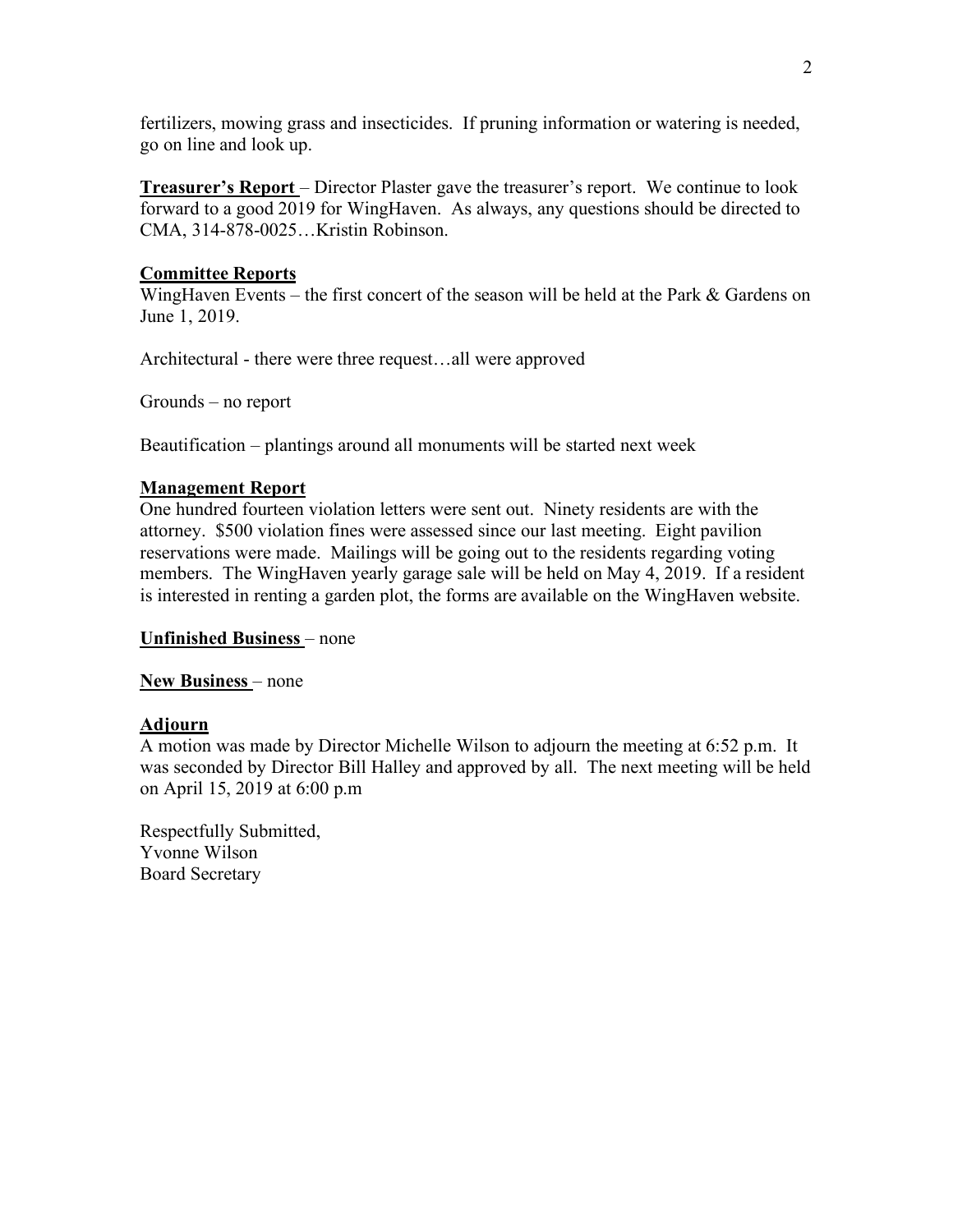fertilizers, mowing grass and insecticides. If pruning information or watering is needed, go on line and look up.

**<u>Treasurer's Report</u>** – Director Plaster gave the treasurer's report. We continue to look forward to a good 2019 for WingHaven. As always, any questions should be directed to CMA, 314-878-0025…Kristin Robinson.

**<u>Committee Reports</u>**
WingHaven Events – the first concert of the season will be held at the Park & Gardens on June 1, 2019.

Architectural - there were three request…all were approved

Grounds – no report

Beautification – plantings around all monuments will be started next week

**<u>Management Report</u>**
One hundred fourteen violation letters were sent out. Ninety residents are with the attorney. $500 violation fines were assessed since our last meeting. Eight pavilion reservations were made. Mailings will be going out to the residents regarding voting members. The WingHaven yearly garage sale will be held on May 4, 2019. If a resident is interested in renting a garden plot, the forms are available on the WingHaven website.

**<u>Unfinished Business</u>** – none

**<u>New Business</u>** – none

**<u>Adjourn</u>**
A motion was made by Director Michelle Wilson to adjourn the meeting at 6:52 p.m. It was seconded by Director Bill Halley and approved by all. The next meeting will be held on April 15, 2019 at 6:00 p.m

Respectfully Submitted,
Yvonne Wilson
Board Secretary